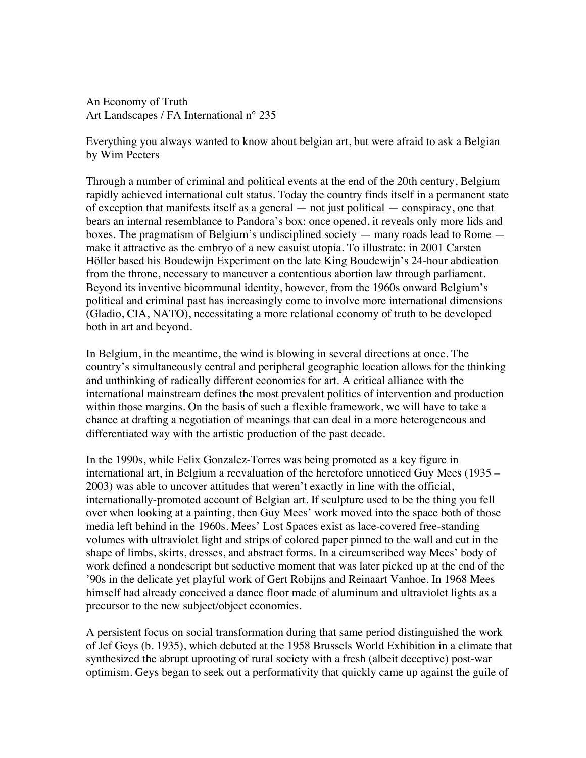An Economy of Truth
Art Landscapes / FA International n° 235

Everything you always wanted to know about belgian art, but were afraid to ask a Belgian
by Wim Peeters

Through a number of criminal and political events at the end of the 20th century, Belgium rapidly achieved international cult status. Today the country finds itself in a permanent state of exception that manifests itself as a general — not just political — conspiracy, one that bears an internal resemblance to Pandora's box: once opened, it reveals only more lids and boxes. The pragmatism of Belgium's undisciplined society — many roads lead to Rome — make it attractive as the embryo of a new casuist utopia. To illustrate: in 2001 Carsten Höller based his Boudewijn Experiment on the late King Boudewijn's 24-hour abdication from the throne, necessary to maneuver a contentious abortion law through parliament. Beyond its inventive bicommunal identity, however, from the 1960s onward Belgium's political and criminal past has increasingly come to involve more international dimensions (Gladio, CIA, NATO), necessitating a more relational economy of truth to be developed both in art and beyond.

In Belgium, in the meantime, the wind is blowing in several directions at once. The country's simultaneously central and peripheral geographic location allows for the thinking and unthinking of radically different economies for art. A critical alliance with the international mainstream defines the most prevalent politics of intervention and production within those margins. On the basis of such a flexible framework, we will have to take a chance at drafting a negotiation of meanings that can deal in a more heterogeneous and differentiated way with the artistic production of the past decade.

In the 1990s, while Felix Gonzalez-Torres was being promoted as a key figure in international art, in Belgium a reevaluation of the heretofore unnoticed Guy Mees (1935 – 2003) was able to uncover attitudes that weren't exactly in line with the official, internationally-promoted account of Belgian art. If sculpture used to be the thing you fell over when looking at a painting, then Guy Mees' work moved into the space both of those media left behind in the 1960s. Mees' Lost Spaces exist as lace-covered free-standing volumes with ultraviolet light and strips of colored paper pinned to the wall and cut in the shape of limbs, skirts, dresses, and abstract forms. In a circumscribed way Mees' body of work defined a nondescript but seductive moment that was later picked up at the end of the '90s in the delicate yet playful work of Gert Robijns and Reinaart Vanhoe. In 1968 Mees himself had already conceived a dance floor made of aluminum and ultraviolet lights as a precursor to the new subject/object economies.

A persistent focus on social transformation during that same period distinguished the work of Jef Geys (b. 1935), which debuted at the 1958 Brussels World Exhibition in a climate that synthesized the abrupt uprooting of rural society with a fresh (albeit deceptive) post-war optimism. Geys began to seek out a performativity that quickly came up against the guile of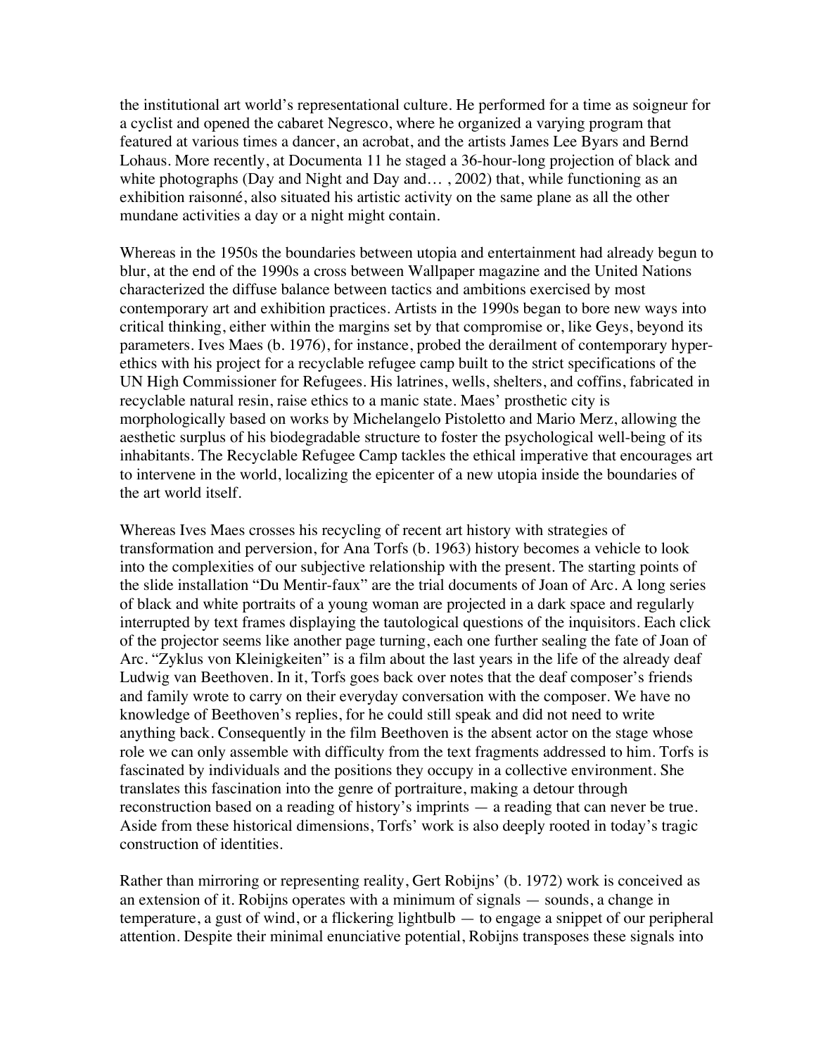the institutional art world's representational culture. He performed for a time as soigneur for a cyclist and opened the cabaret Negresco, where he organized a varying program that featured at various times a dancer, an acrobat, and the artists James Lee Byars and Bernd Lohaus. More recently, at Documenta 11 he staged a 36-hour-long projection of black and white photographs (Day and Night and Day and… , 2002) that, while functioning as an exhibition raisonné, also situated his artistic activity on the same plane as all the other mundane activities a day or a night might contain.

Whereas in the 1950s the boundaries between utopia and entertainment had already begun to blur, at the end of the 1990s a cross between Wallpaper magazine and the United Nations characterized the diffuse balance between tactics and ambitions exercised by most contemporary art and exhibition practices. Artists in the 1990s began to bore new ways into critical thinking, either within the margins set by that compromise or, like Geys, beyond its parameters. Ives Maes (b. 1976), for instance, probed the derailment of contemporary hyper-ethics with his project for a recyclable refugee camp built to the strict specifications of the UN High Commissioner for Refugees. His latrines, wells, shelters, and coffins, fabricated in recyclable natural resin, raise ethics to a manic state. Maes' prosthetic city is morphologically based on works by Michelangelo Pistoletto and Mario Merz, allowing the aesthetic surplus of his biodegradable structure to foster the psychological well-being of its inhabitants. The Recyclable Refugee Camp tackles the ethical imperative that encourages art to intervene in the world, localizing the epicenter of a new utopia inside the boundaries of the art world itself.

Whereas Ives Maes crosses his recycling of recent art history with strategies of transformation and perversion, for Ana Torfs (b. 1963) history becomes a vehicle to look into the complexities of our subjective relationship with the present. The starting points of the slide installation "Du Mentir-faux" are the trial documents of Joan of Arc. A long series of black and white portraits of a young woman are projected in a dark space and regularly interrupted by text frames displaying the tautological questions of the inquisitors. Each click of the projector seems like another page turning, each one further sealing the fate of Joan of Arc. "Zyklus von Kleinigkeiten" is a film about the last years in the life of the already deaf Ludwig van Beethoven. In it, Torfs goes back over notes that the deaf composer's friends and family wrote to carry on their everyday conversation with the composer. We have no knowledge of Beethoven's replies, for he could still speak and did not need to write anything back. Consequently in the film Beethoven is the absent actor on the stage whose role we can only assemble with difficulty from the text fragments addressed to him. Torfs is fascinated by individuals and the positions they occupy in a collective environment. She translates this fascination into the genre of portraiture, making a detour through reconstruction based on a reading of history's imprints — a reading that can never be true. Aside from these historical dimensions, Torfs' work is also deeply rooted in today's tragic construction of identities.

Rather than mirroring or representing reality, Gert Robijns' (b. 1972) work is conceived as an extension of it. Robijns operates with a minimum of signals — sounds, a change in temperature, a gust of wind, or a flickering lightbulb — to engage a snippet of our peripheral attention. Despite their minimal enunciative potential, Robijns transposes these signals into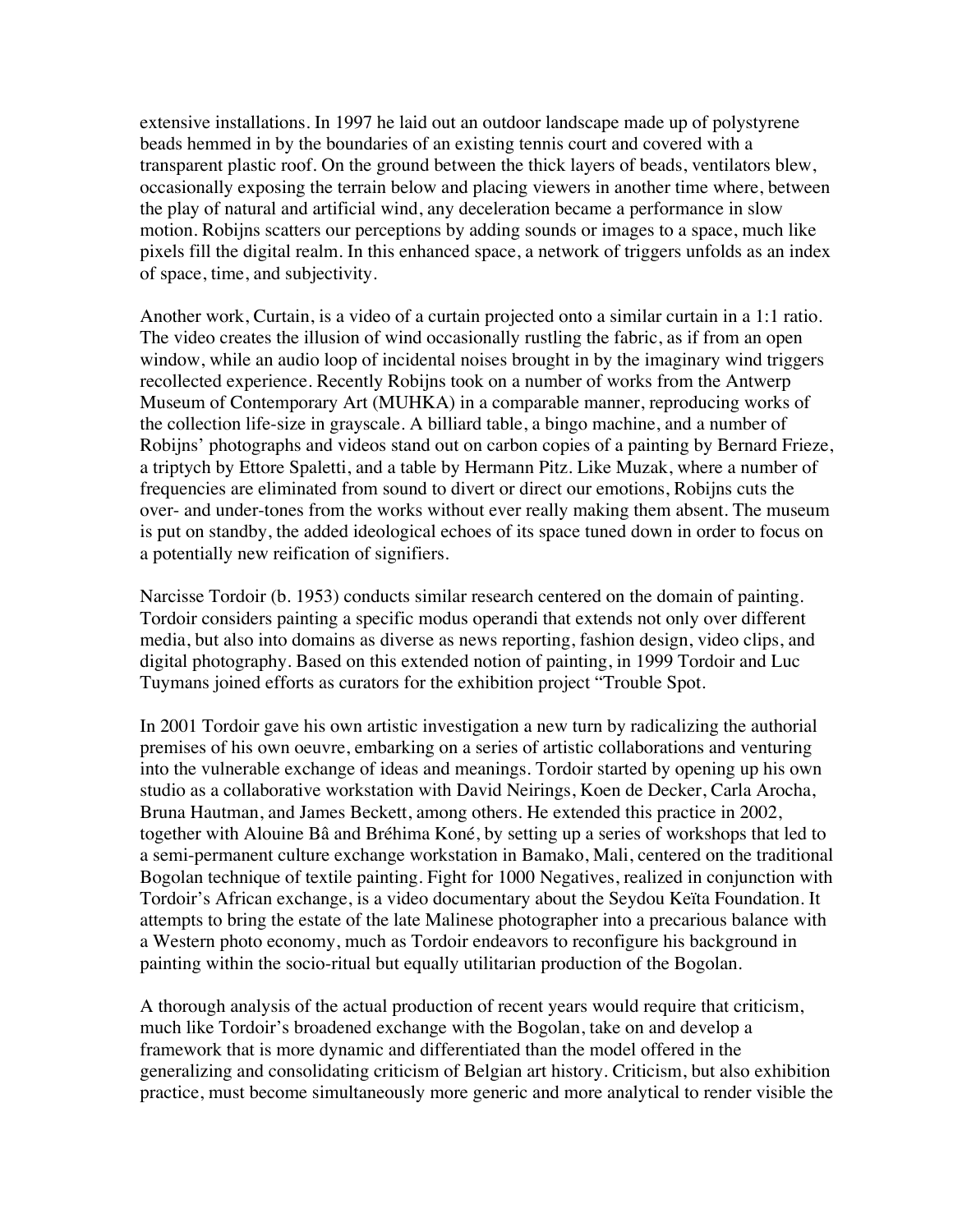extensive installations. In 1997 he laid out an outdoor landscape made up of polystyrene beads hemmed in by the boundaries of an existing tennis court and covered with a transparent plastic roof. On the ground between the thick layers of beads, ventilators blew, occasionally exposing the terrain below and placing viewers in another time where, between the play of natural and artificial wind, any deceleration became a performance in slow motion. Robijns scatters our perceptions by adding sounds or images to a space, much like pixels fill the digital realm. In this enhanced space, a network of triggers unfolds as an index of space, time, and subjectivity.

Another work, Curtain, is a video of a curtain projected onto a similar curtain in a 1:1 ratio. The video creates the illusion of wind occasionally rustling the fabric, as if from an open window, while an audio loop of incidental noises brought in by the imaginary wind triggers recollected experience. Recently Robijns took on a number of works from the Antwerp Museum of Contemporary Art (MUHKA) in a comparable manner, reproducing works of the collection life-size in grayscale. A billiard table, a bingo machine, and a number of Robijns' photographs and videos stand out on carbon copies of a painting by Bernard Frieze, a triptych by Ettore Spaletti, and a table by Hermann Pitz. Like Muzak, where a number of frequencies are eliminated from sound to divert or direct our emotions, Robijns cuts the over- and under-tones from the works without ever really making them absent. The museum is put on standby, the added ideological echoes of its space tuned down in order to focus on a potentially new reification of signifiers.

Narcisse Tordoir (b. 1953) conducts similar research centered on the domain of painting. Tordoir considers painting a specific modus operandi that extends not only over different media, but also into domains as diverse as news reporting, fashion design, video clips, and digital photography. Based on this extended notion of painting, in 1999 Tordoir and Luc Tuymans joined efforts as curators for the exhibition project "Trouble Spot.

In 2001 Tordoir gave his own artistic investigation a new turn by radicalizing the authorial premises of his own oeuvre, embarking on a series of artistic collaborations and venturing into the vulnerable exchange of ideas and meanings. Tordoir started by opening up his own studio as a collaborative workstation with David Neirings, Koen de Decker, Carla Arocha, Bruna Hautman, and James Beckett, among others. He extended this practice in 2002, together with Alouine Bâ and Bréhima Koné, by setting up a series of workshops that led to a semi-permanent culture exchange workstation in Bamako, Mali, centered on the traditional Bogolan technique of textile painting. Fight for 1000 Negatives, realized in conjunction with Tordoir's African exchange, is a video documentary about the Seydou Keïta Foundation. It attempts to bring the estate of the late Malinese photographer into a precarious balance with a Western photo economy, much as Tordoir endeavors to reconfigure his background in painting within the socio-ritual but equally utilitarian production of the Bogolan.

A thorough analysis of the actual production of recent years would require that criticism, much like Tordoir's broadened exchange with the Bogolan, take on and develop a framework that is more dynamic and differentiated than the model offered in the generalizing and consolidating criticism of Belgian art history. Criticism, but also exhibition practice, must become simultaneously more generic and more analytical to render visible the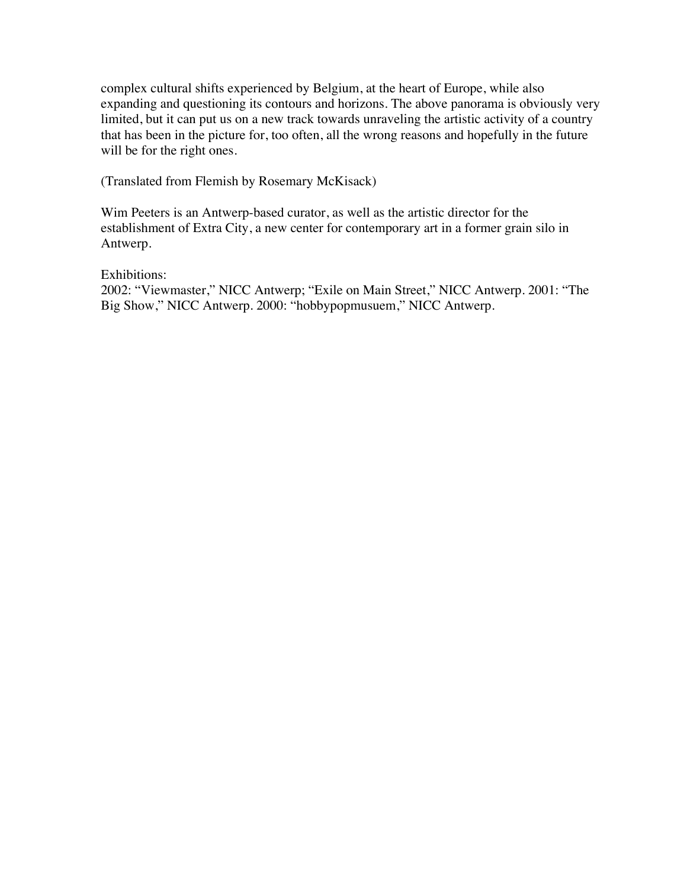complex cultural shifts experienced by Belgium, at the heart of Europe, while also expanding and questioning its contours and horizons. The above panorama is obviously very limited, but it can put us on a new track towards unraveling the artistic activity of a country that has been in the picture for, too often, all the wrong reasons and hopefully in the future will be for the right ones.

(Translated from Flemish by Rosemary McKisack)

Wim Peeters is an Antwerp-based curator, as well as the artistic director for the establishment of Extra City, a new center for contemporary art in a former grain silo in Antwerp.

Exhibitions:
2002: "Viewmaster," NICC Antwerp; "Exile on Main Street," NICC Antwerp. 2001: "The Big Show," NICC Antwerp. 2000: "hobbypopmusuem," NICC Antwerp.